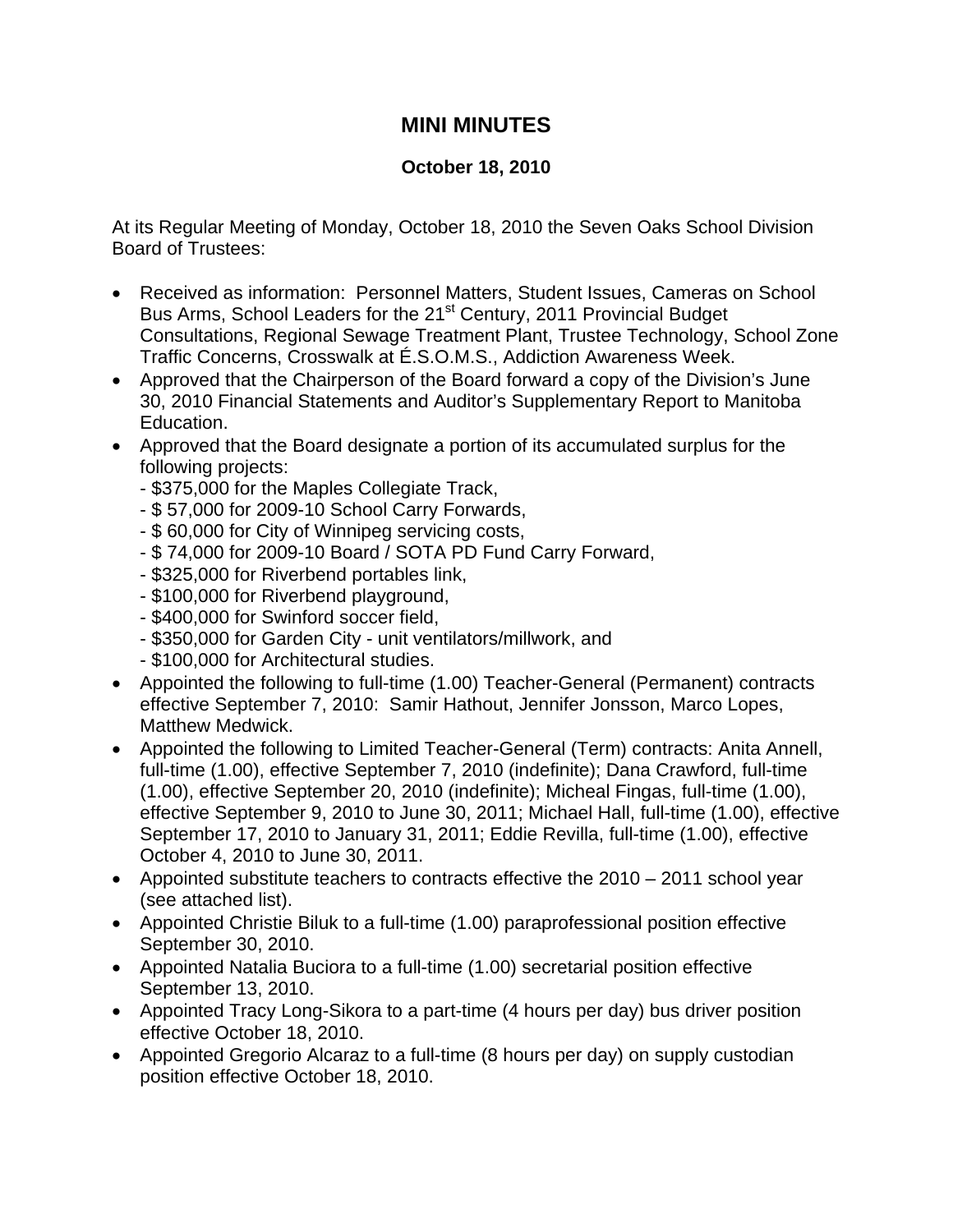# MINI MINUTES

**October 18, 2010**

At its Regular Meeting of Monday, October 18, 2010 the Seven Oaks School Division Board of Trustees:

- Received as information: Personnel Matters, Student Issues, Cameras on School Bus Arms, School Leaders for the 21st Century, 2011 Provincial Budget Consultations, Regional Sewage Treatment Plant, Trustee Technology, School Zone Traffic Concerns, Crosswalk at É.S.O.M.S., Addiction Awareness Week.
- Approved that the Chairperson of the Board forward a copy of the Division's June 30, 2010 Financial Statements and Auditor's Supplementary Report to Manitoba Education.
- Approved that the Board designate a portion of its accumulated surplus for the following projects:
  - $375,000 for the Maples Collegiate Track,
  - $ 57,000 for 2009-10 School Carry Forwards,
  - $ 60,000 for City of Winnipeg servicing costs,
  - $ 74,000 for 2009-10 Board / SOTA PD Fund Carry Forward,
  - $325,000 for Riverbend portables link,
  - $100,000 for Riverbend playground,
  - $400,000 for Swinford soccer field,
  - $350,000 for Garden City - unit ventilators/millwork, and
  - $100,000 for Architectural studies.
- Appointed the following to full-time (1.00) Teacher-General (Permanent) contracts effective September 7, 2010: Samir Hathout, Jennifer Jonsson, Marco Lopes, Matthew Medwick.
- Appointed the following to Limited Teacher-General (Term) contracts: Anita Annell, full-time (1.00), effective September 7, 2010 (indefinite); Dana Crawford, full-time (1.00), effective September 20, 2010 (indefinite); Micheal Fingas, full-time (1.00), effective September 9, 2010 to June 30, 2011; Michael Hall, full-time (1.00), effective September 17, 2010 to January 31, 2011; Eddie Revilla, full-time (1.00), effective October 4, 2010 to June 30, 2011.
- Appointed substitute teachers to contracts effective the 2010 – 2011 school year (see attached list).
- Appointed Christie Biluk to a full-time (1.00) paraprofessional position effective September 30, 2010.
- Appointed Natalia Buciora to a full-time (1.00) secretarial position effective September 13, 2010.
- Appointed Tracy Long-Sikora to a part-time (4 hours per day) bus driver position effective October 18, 2010.
- Appointed Gregorio Alcaraz to a full-time (8 hours per day) on supply custodian position effective October 18, 2010.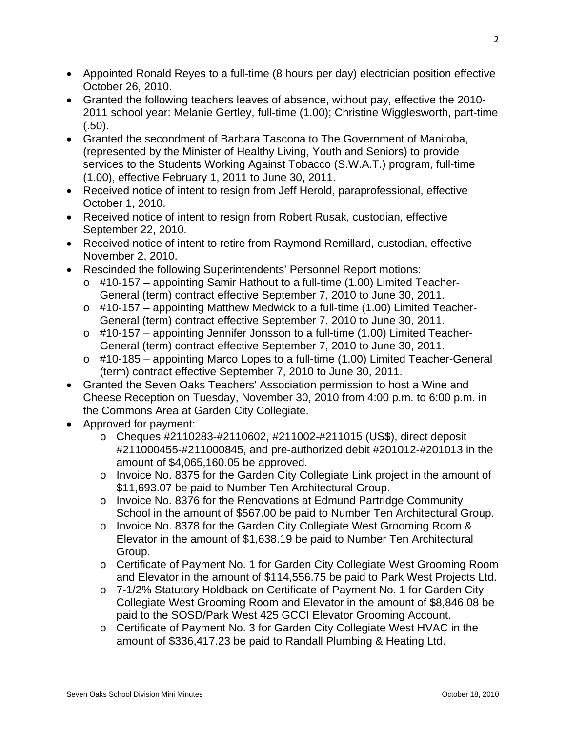- Appointed Ronald Reyes to a full-time (8 hours per day) electrician position effective October 26, 2010.
- Granted the following teachers leaves of absence, without pay, effective the 2010-2011 school year: Melanie Gertley, full-time (1.00); Christine Wigglesworth, part-time (.50).
- Granted the secondment of Barbara Tascona to The Government of Manitoba, (represented by the Minister of Healthy Living, Youth and Seniors) to provide services to the Students Working Against Tobacco (S.W.A.T.) program, full-time (1.00), effective February 1, 2011 to June 30, 2011.
- Received notice of intent to resign from Jeff Herold, paraprofessional, effective October 1, 2010.
- Received notice of intent to resign from Robert Rusak, custodian, effective September 22, 2010.
- Received notice of intent to retire from Raymond Remillard, custodian, effective November 2, 2010.
- Rescinded the following Superintendents' Personnel Report motions:
  - #10-157 – appointing Samir Hathout to a full-time (1.00) Limited Teacher-General (term) contract effective September 7, 2010 to June 30, 2011.
  - #10-157 – appointing Matthew Medwick to a full-time (1.00) Limited Teacher-General (term) contract effective September 7, 2010 to June 30, 2011.
  - #10-157 – appointing Jennifer Jonsson to a full-time (1.00) Limited Teacher-General (term) contract effective September 7, 2010 to June 30, 2011.
  - #10-185 – appointing Marco Lopes to a full-time (1.00) Limited Teacher-General (term) contract effective September 7, 2010 to June 30, 2011.
- Granted the Seven Oaks Teachers' Association permission to host a Wine and Cheese Reception on Tuesday, November 30, 2010 from 4:00 p.m. to 6:00 p.m. in the Commons Area at Garden City Collegiate.
- Approved for payment:
  - Cheques #2110283-#2110602, #211002-#211015 (US$), direct deposit #211000455-#211000845, and pre-authorized debit #201012-#201013 in the amount of $4,065,160.05 be approved.
  - Invoice No. 8375 for the Garden City Collegiate Link project in the amount of $11,693.07 be paid to Number Ten Architectural Group.
  - Invoice No. 8376 for the Renovations at Edmund Partridge Community School in the amount of $567.00 be paid to Number Ten Architectural Group.
  - Invoice No. 8378 for the Garden City Collegiate West Grooming Room & Elevator in the amount of $1,638.19 be paid to Number Ten Architectural Group.
  - Certificate of Payment No. 1 for Garden City Collegiate West Grooming Room and Elevator in the amount of $114,556.75 be paid to Park West Projects Ltd.
  - 7-1/2% Statutory Holdback on Certificate of Payment No. 1 for Garden City Collegiate West Grooming Room and Elevator in the amount of $8,846.08 be paid to the SOSD/Park West 425 GCCI Elevator Grooming Account.
  - Certificate of Payment No. 3 for Garden City Collegiate West HVAC in the amount of $336,417.23 be paid to Randall Plumbing & Heating Ltd.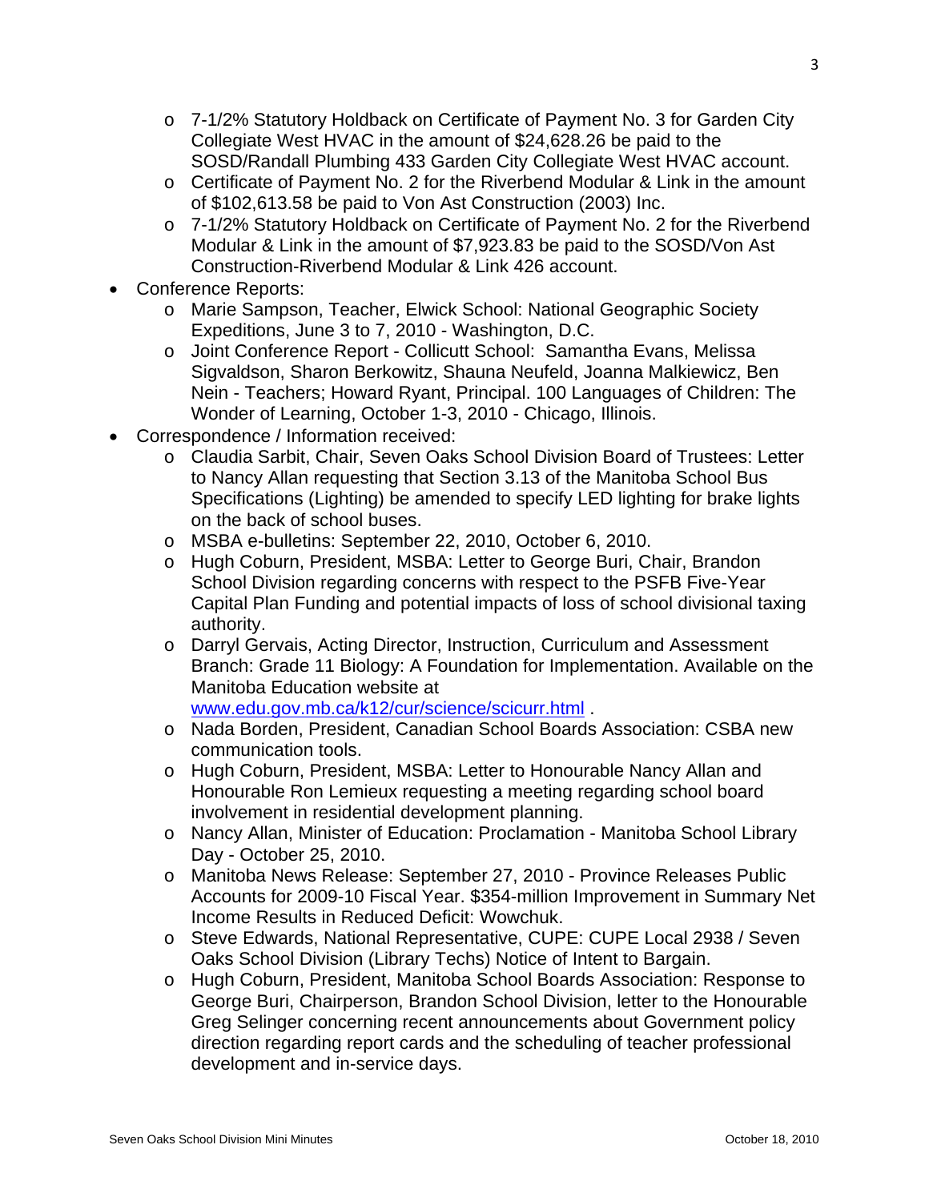- 7-1/2% Statutory Holdback on Certificate of Payment No. 3 for Garden City Collegiate West HVAC in the amount of $24,628.26 be paid to the SOSD/Randall Plumbing 433 Garden City Collegiate West HVAC account.
  - Certificate of Payment No. 2 for the Riverbend Modular & Link in the amount of $102,613.58 be paid to Von Ast Construction (2003) Inc.
  - 7-1/2% Statutory Holdback on Certificate of Payment No. 2 for the Riverbend Modular & Link in the amount of $7,923.83 be paid to the SOSD/Von Ast Construction-Riverbend Modular & Link 426 account.
- Conference Reports:
  - Marie Sampson, Teacher, Elwick School: National Geographic Society Expeditions, June 3 to 7, 2010 - Washington, D.C.
  - Joint Conference Report - Collicutt School: Samantha Evans, Melissa Sigvaldson, Sharon Berkowitz, Shauna Neufeld, Joanna Malkiewicz, Ben Nein - Teachers; Howard Ryant, Principal. 100 Languages of Children: The Wonder of Learning, October 1-3, 2010 - Chicago, Illinois.
- Correspondence / Information received:
  - Claudia Sarbit, Chair, Seven Oaks School Division Board of Trustees: Letter to Nancy Allan requesting that Section 3.13 of the Manitoba School Bus Specifications (Lighting) be amended to specify LED lighting for brake lights on the back of school buses.
  - MSBA e-bulletins: September 22, 2010, October 6, 2010.
  - Hugh Coburn, President, MSBA: Letter to George Buri, Chair, Brandon School Division regarding concerns with respect to the PSFB Five-Year Capital Plan Funding and potential impacts of loss of school divisional taxing authority.
  - Darryl Gervais, Acting Director, Instruction, Curriculum and Assessment Branch: Grade 11 Biology: A Foundation for Implementation. Available on the Manitoba Education website at www.edu.gov.mb.ca/k12/cur/science/scicurr.html .
  - Nada Borden, President, Canadian School Boards Association: CSBA new communication tools.
  - Hugh Coburn, President, MSBA: Letter to Honourable Nancy Allan and Honourable Ron Lemieux requesting a meeting regarding school board involvement in residential development planning.
  - Nancy Allan, Minister of Education: Proclamation - Manitoba School Library Day - October 25, 2010.
  - Manitoba News Release: September 27, 2010 - Province Releases Public Accounts for 2009-10 Fiscal Year. $354-million Improvement in Summary Net Income Results in Reduced Deficit: Wowchuk.
  - Steve Edwards, National Representative, CUPE: CUPE Local 2938 / Seven Oaks School Division (Library Techs) Notice of Intent to Bargain.
  - Hugh Coburn, President, Manitoba School Boards Association: Response to George Buri, Chairperson, Brandon School Division, letter to the Honourable Greg Selinger concerning recent announcements about Government policy direction regarding report cards and the scheduling of teacher professional development and in-service days.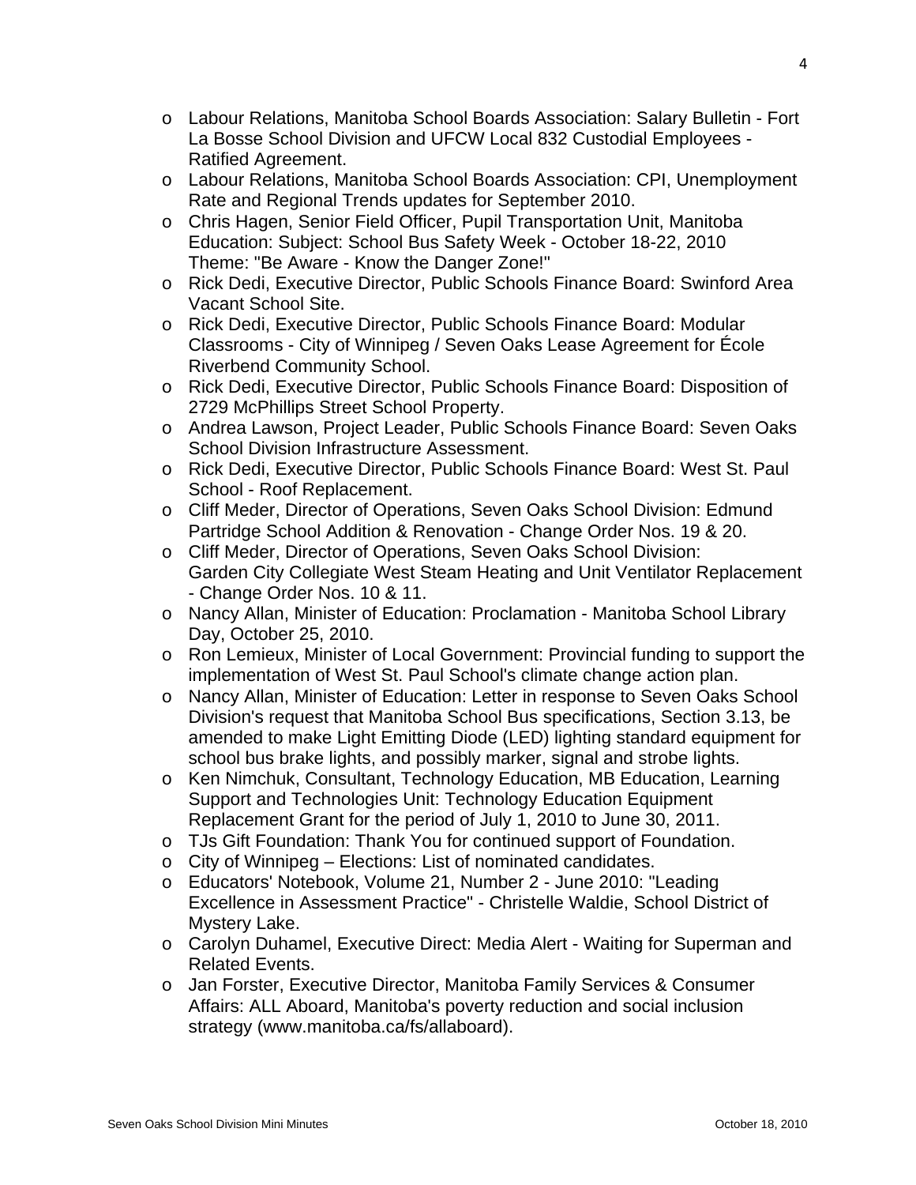- Labour Relations, Manitoba School Boards Association: Salary Bulletin - Fort La Bosse School Division and UFCW Local 832 Custodial Employees - Ratified Agreement.
- Labour Relations, Manitoba School Boards Association: CPI, Unemployment Rate and Regional Trends updates for September 2010.
- Chris Hagen, Senior Field Officer, Pupil Transportation Unit, Manitoba Education: Subject: School Bus Safety Week - October 18-22, 2010 Theme: "Be Aware - Know the Danger Zone!"
- Rick Dedi, Executive Director, Public Schools Finance Board: Swinford Area Vacant School Site.
- Rick Dedi, Executive Director, Public Schools Finance Board: Modular Classrooms - City of Winnipeg / Seven Oaks Lease Agreement for École Riverbend Community School.
- Rick Dedi, Executive Director, Public Schools Finance Board: Disposition of 2729 McPhillips Street School Property.
- Andrea Lawson, Project Leader, Public Schools Finance Board: Seven Oaks School Division Infrastructure Assessment.
- Rick Dedi, Executive Director, Public Schools Finance Board: West St. Paul School - Roof Replacement.
- Cliff Meder, Director of Operations, Seven Oaks School Division: Edmund Partridge School Addition & Renovation - Change Order Nos. 19 & 20.
- Cliff Meder, Director of Operations, Seven Oaks School Division: Garden City Collegiate West Steam Heating and Unit Ventilator Replacement - Change Order Nos. 10 & 11.
- Nancy Allan, Minister of Education: Proclamation - Manitoba School Library Day, October 25, 2010.
- Ron Lemieux, Minister of Local Government: Provincial funding to support the implementation of West St. Paul School's climate change action plan.
- Nancy Allan, Minister of Education: Letter in response to Seven Oaks School Division's request that Manitoba School Bus specifications, Section 3.13, be amended to make Light Emitting Diode (LED) lighting standard equipment for school bus brake lights, and possibly marker, signal and strobe lights.
- Ken Nimchuk, Consultant, Technology Education, MB Education, Learning Support and Technologies Unit: Technology Education Equipment Replacement Grant for the period of July 1, 2010 to June 30, 2011.
- TJs Gift Foundation: Thank You for continued support of Foundation.
- City of Winnipeg – Elections: List of nominated candidates.
- Educators' Notebook, Volume 21, Number 2 - June 2010: "Leading Excellence in Assessment Practice" - Christelle Waldie, School District of Mystery Lake.
- Carolyn Duhamel, Executive Direct: Media Alert - Waiting for Superman and Related Events.
- Jan Forster, Executive Director, Manitoba Family Services & Consumer Affairs: ALL Aboard, Manitoba's poverty reduction and social inclusion strategy (www.manitoba.ca/fs/allaboard).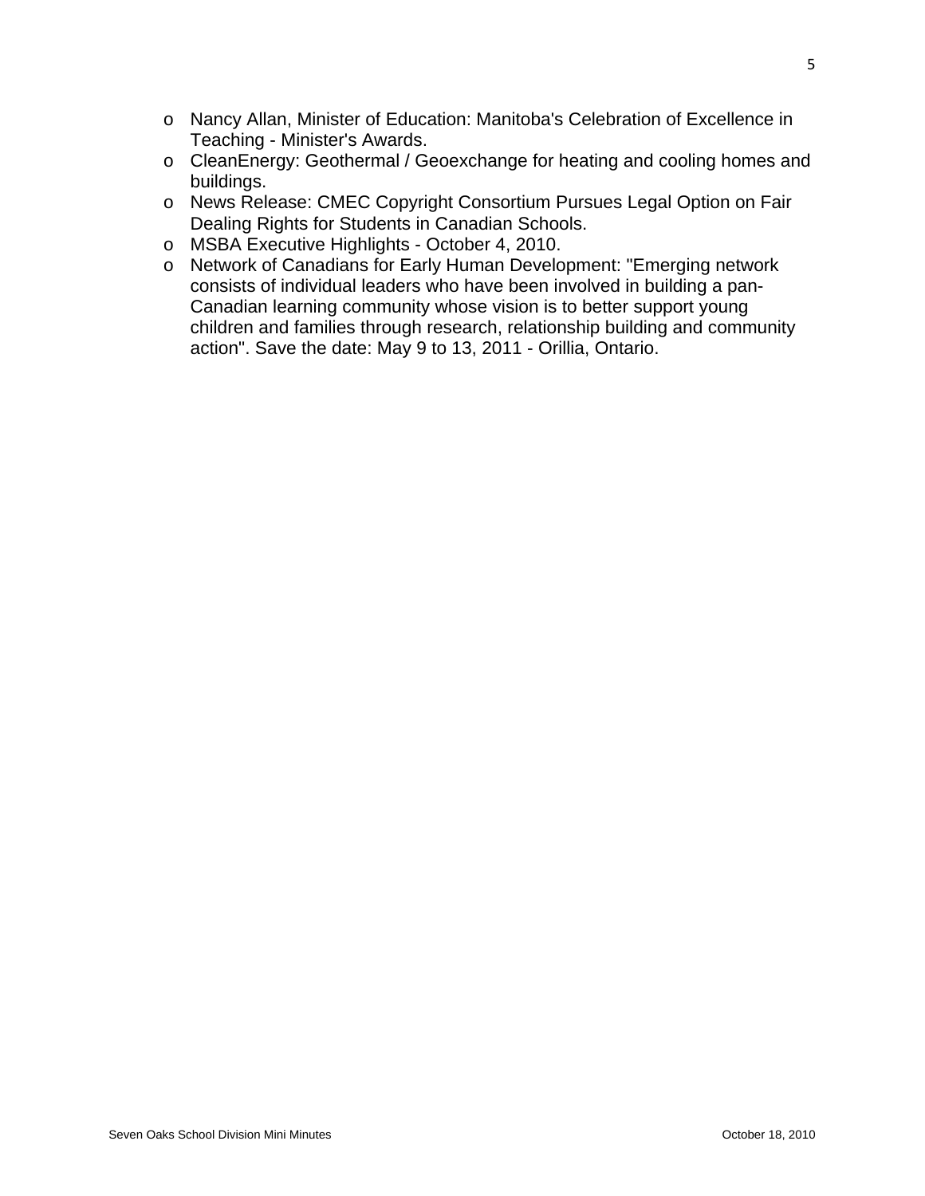- Nancy Allan, Minister of Education: Manitoba's Celebration of Excellence in Teaching - Minister's Awards.
- CleanEnergy: Geothermal / Geoexchange for heating and cooling homes and buildings.
- News Release: CMEC Copyright Consortium Pursues Legal Option on Fair Dealing Rights for Students in Canadian Schools.
- MSBA Executive Highlights - October 4, 2010.
- Network of Canadians for Early Human Development: "Emerging network consists of individual leaders who have been involved in building a pan-Canadian learning community whose vision is to better support young children and families through research, relationship building and community action". Save the date: May 9 to 13, 2011 - Orillia, Ontario.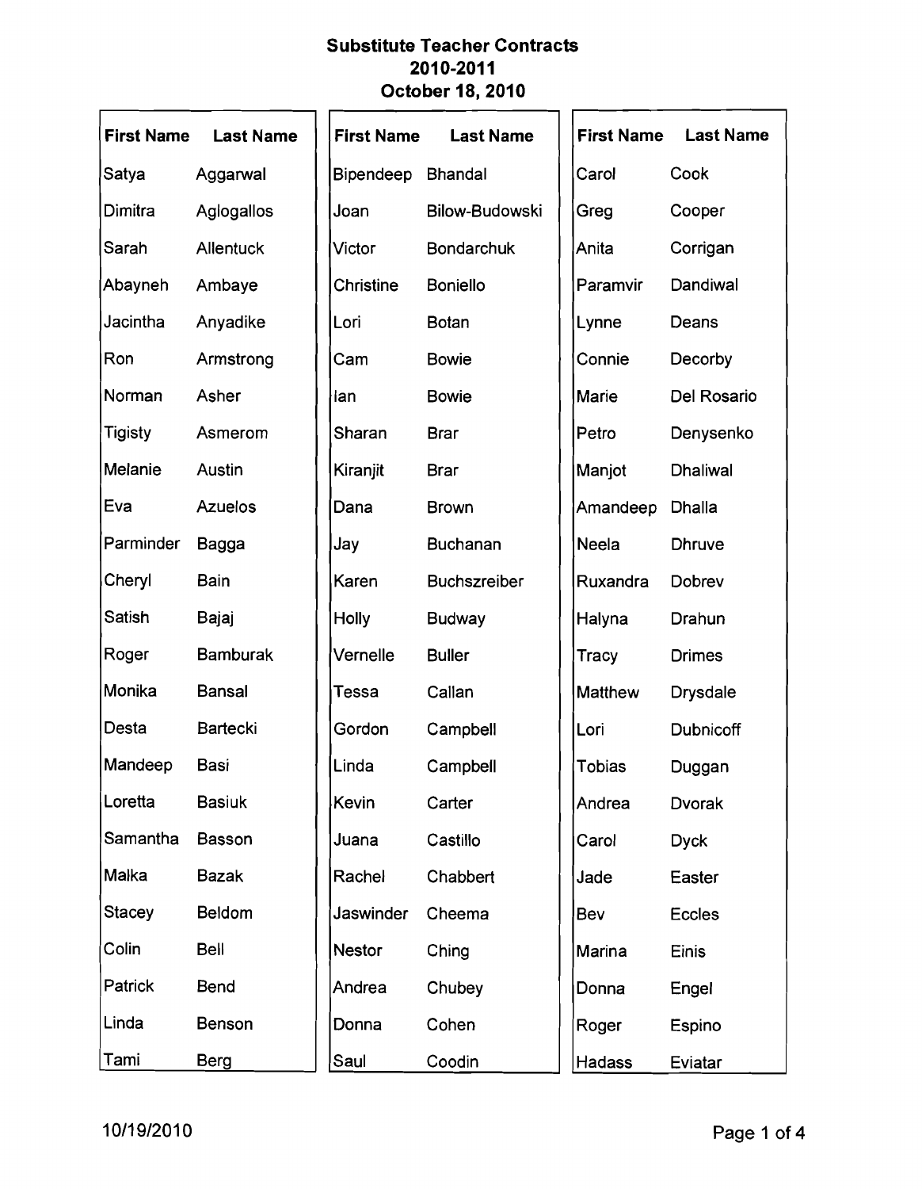**Substitute Teacher Contracts**
**2010-2011**
**October 18, 2010**

| First Name | Last Name |
|---|---|
| Satya | Aggarwal |
| Dimitra | Aglogallos |
| Sarah | Allentuck |
| Abayneh | Ambaye |
| Jacintha | Anyadike |
| Ron | Armstrong |
| Norman | Asher |
| Tigisty | Asmerom |
| Melanie | Austin |
| Eva | Azuelos |
| Parminder | Bagga |
| Cheryl | Bain |
| Satish | Bajaj |
| Roger | Bamburak |
| Monika | Bansal |
| Desta | Bartecki |
| Mandeep | Basi |
| Loretta | Basiuk |
| Samantha | Basson |
| Malka | Bazak |
| Stacey | Beldom |
| Colin | Bell |
| Patrick | Bend |
| Linda | Benson |
| Tami | Berg |

| First Name | Last Name |
|---|---|
| Bipendeep | Bhandal |
| Joan | Bilow-Budowski |
| Victor | Bondarchuk |
| Christine | Boniello |
| Lori | Botan |
| Cam | Bowie |
| Ian | Bowie |
| Sharan | Brar |
| Kiranjit | Brar |
| Dana | Brown |
| Jay | Buchanan |
| Karen | Buchszreiber |
| Holly | Budway |
| Vernelle | Buller |
| Tessa | Callan |
| Gordon | Campbell |
| Linda | Campbell |
| Kevin | Carter |
| Juana | Castillo |
| Rachel | Chabbert |
| Jaswinder | Cheema |
| Nestor | Ching |
| Andrea | Chubey |
| Donna | Cohen |
| Saul | Coodin |

| First Name | Last Name |
|---|---|
| Carol | Cook |
| Greg | Cooper |
| Anita | Corrigan |
| Paramvir | Dandiwal |
| Lynne | Deans |
| Connie | Decorby |
| Marie | Del Rosario |
| Petro | Denysenko |
| Manjot | Dhaliwal |
| Amandeep | Dhalla |
| Neela | Dhruve |
| Ruxandra | Dobrev |
| Halyna | Drahun |
| Tracy | Drimes |
| Matthew | Drysdale |
| Lori | Dubnicoff |
| Tobias | Duggan |
| Andrea | Dvorak |
| Carol | Dyck |
| Jade | Easter |
| Bev | Eccles |
| Marina | Einis |
| Donna | Engel |
| Roger | Espino |
| Hadass | Eviatar |

10/19/2010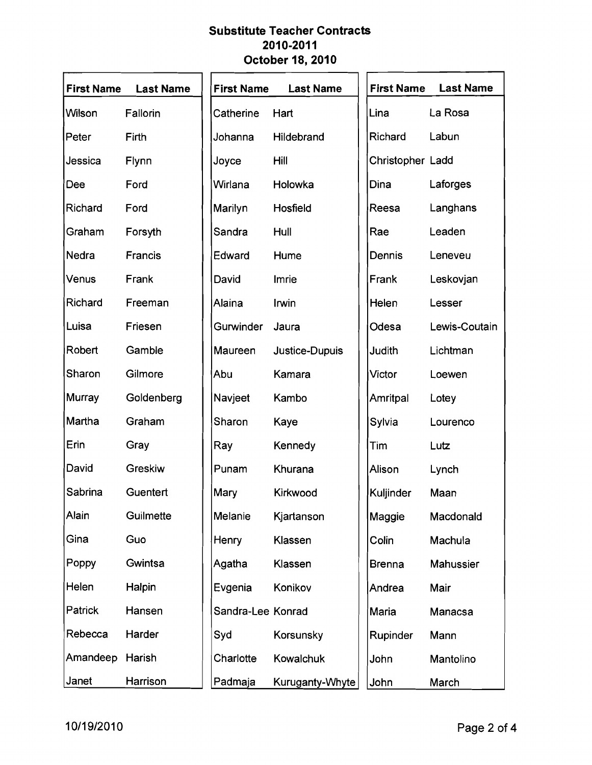**Substitute Teacher Contracts**
**2010-2011**
**October 18, 2010**

| First Name | Last Name |
|---|---|
| Wilson | Fallorin |
| Peter | Firth |
| Jessica | Flynn |
| Dee | Ford |
| Richard | Ford |
| Graham | Forsyth |
| Nedra | Francis |
| Venus | Frank |
| Richard | Freeman |
| Luisa | Friesen |
| Robert | Gamble |
| Sharon | Gilmore |
| Murray | Goldenberg |
| Martha | Graham |
| Erin | Gray |
| David | Greskiw |
| Sabrina | Guentert |
| Alain | Guilmette |
| Gina | Guo |
| Poppy | Gwintsa |
| Helen | Halpin |
| Patrick | Hansen |
| Rebecca | Harder |
| Amandeep | Harish |
| Janet | Harrison |

| First Name | Last Name |
|---|---|
| Catherine | Hart |
| Johanna | Hildebrand |
| Joyce | Hill |
| Wirlana | Holowka |
| Marilyn | Hosfield |
| Sandra | Hull |
| Edward | Hume |
| David | Imrie |
| Alaina | Irwin |
| Gurwinder | Jaura |
| Maureen | Justice-Dupuis |
| Abu | Kamara |
| Navjeet | Kambo |
| Sharon | Kaye |
| Ray | Kennedy |
| Punam | Khurana |
| Mary | Kirkwood |
| Melanie | Kjartanson |
| Henry | Klassen |
| Agatha | Klassen |
| Evgenia | Konikov |
| Sandra-Lee | Konrad |
| Syd | Korsunsky |
| Charlotte | Kowalchuk |
| Padmaja | Kuruganty-Whyte |

| First Name | Last Name |
|---|---|
| Lina | La Rosa |
| Richard | Labun |
| Christopher | Ladd |
| Dina | Laforges |
| Reesa | Langhans |
| Rae | Leaden |
| Dennis | Leneveu |
| Frank | Leskovjan |
| Helen | Lesser |
| Odesa | Lewis-Coutain |
| Judith | Lichtman |
| Victor | Loewen |
| Amritpal | Lotey |
| Sylvia | Lourenco |
| Tim | Lutz |
| Alison | Lynch |
| Kuljinder | Maan |
| Maggie | Macdonald |
| Colin | Machula |
| Brenna | Mahussier |
| Andrea | Mair |
| Maria | Manacsa |
| Rupinder | Mann |
| John | Mantolino |
| John | March |

10/19/2010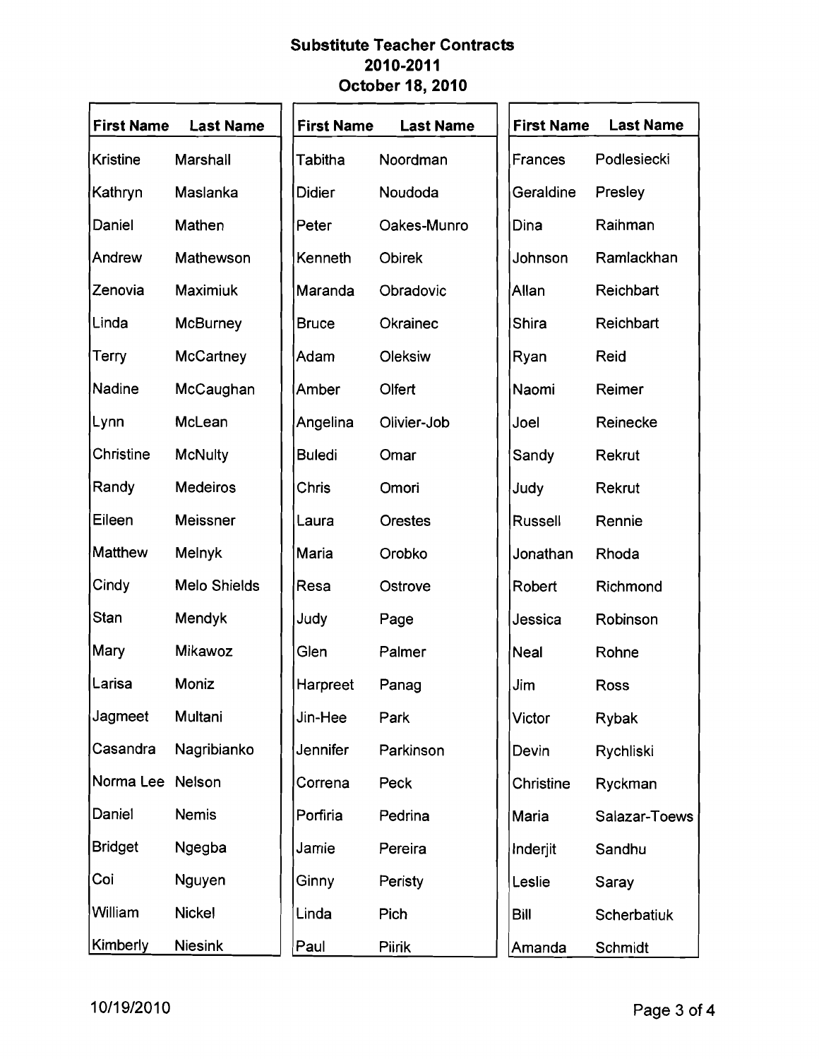**Substitute Teacher Contracts**
**2010-2011**
**October 18, 2010**

| First Name | Last Name |
|---|---|
| Kristine | Marshall |
| Kathryn | Maslanka |
| Daniel | Mathen |
| Andrew | Mathewson |
| Zenovia | Maximiuk |
| Linda | McBurney |
| Terry | McCartney |
| Nadine | McCaughan |
| Lynn | McLean |
| Christine | McNulty |
| Randy | Medeiros |
| Eileen | Meissner |
| Matthew | Melnyk |
| Cindy | Melo Shields |
| Stan | Mendyk |
| Mary | Mikawoz |
| Larisa | Moniz |
| Jagmeet | Multani |
| Casandra | Nagribianko |
| Norma Lee | Nelson |
| Daniel | Nemis |
| Bridget | Ngegba |
| Coi | Nguyen |
| William | Nickel |
| Kimberly | Niesink |

| First Name | Last Name |
|---|---|
| Tabitha | Noordman |
| Didier | Noudoda |
| Peter | Oakes-Munro |
| Kenneth | Obirek |
| Maranda | Obradovic |
| Bruce | Okrainec |
| Adam | Oleksiw |
| Amber | Olfert |
| Angelina | Olivier-Job |
| Buledi | Omar |
| Chris | Omori |
| Laura | Orestes |
| Maria | Orobko |
| Resa | Ostrove |
| Judy | Page |
| Glen | Palmer |
| Harpreet | Panag |
| Jin-Hee | Park |
| Jennifer | Parkinson |
| Correna | Peck |
| Porfiria | Pedrina |
| Jamie | Pereira |
| Ginny | Peristy |
| Linda | Pich |
| Paul | Piirik |

| First Name | Last Name |
|---|---|
| Frances | Podlesiecki |
| Geraldine | Presley |
| Dina | Raihman |
| Johnson | Ramlackhan |
| Allan | Reichbart |
| Shira | Reichbart |
| Ryan | Reid |
| Naomi | Reimer |
| Joel | Reinecke |
| Sandy | Rekrut |
| Judy | Rekrut |
| Russell | Rennie |
| Jonathan | Rhoda |
| Robert | Richmond |
| Jessica | Robinson |
| Neal | Rohne |
| Jim | Ross |
| Victor | Rybak |
| Devin | Rychliski |
| Christine | Ryckman |
| Maria | Salazar-Toews |
| Inderjit | Sandhu |
| Leslie | Saray |
| Bill | Scherbatiuk |
| Amanda | Schmidt |

10/19/2010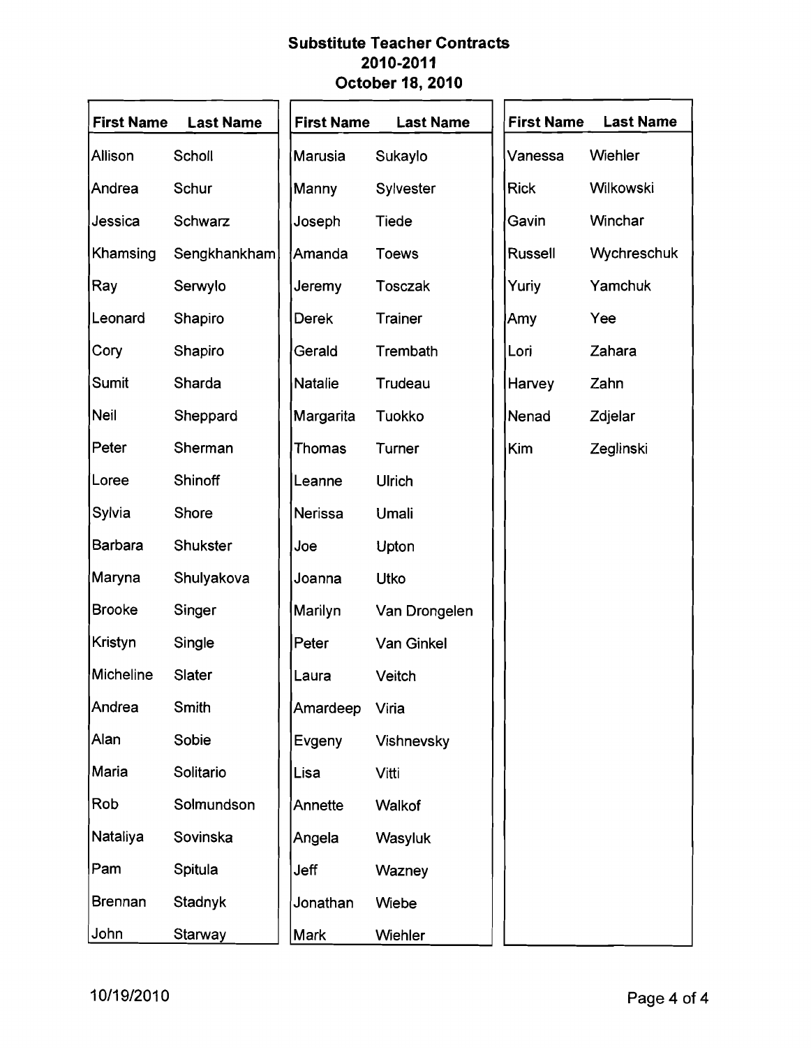**Substitute Teacher Contracts**
**2010-2011**
**October 18, 2010**

| First Name | Last Name |
|---|---|
| Allison | Scholl |
| Andrea | Schur |
| Jessica | Schwarz |
| Khamsing | Sengkhankham |
| Ray | Serwylo |
| Leonard | Shapiro |
| Cory | Shapiro |
| Sumit | Sharda |
| Neil | Sheppard |
| Peter | Sherman |
| Loree | Shinoff |
| Sylvia | Shore |
| Barbara | Shukster |
| Maryna | Shulyakova |
| Brooke | Singer |
| Kristyn | Single |
| Micheline | Slater |
| Andrea | Smith |
| Alan | Sobie |
| Maria | Solitario |
| Rob | Solmundson |
| Nataliya | Sovinska |
| Pam | Spitula |
| Brennan | Stadnyk |
| John | Starway |

| First Name | Last Name |
|---|---|
| Marusia | Sukaylo |
| Manny | Sylvester |
| Joseph | Tiede |
| Amanda | Toews |
| Jeremy | Tosczak |
| Derek | Trainer |
| Gerald | Trembath |
| Natalie | Trudeau |
| Margarita | Tuokko |
| Thomas | Turner |
| Leanne | Ulrich |
| Nerissa | Umali |
| Joe | Upton |
| Joanna | Utko |
| Marilyn | Van Drongelen |
| Peter | Van Ginkel |
| Laura | Veitch |
| Amardeep | Viria |
| Evgeny | Vishnevsky |
| Lisa | Vitti |
| Annette | Walkof |
| Angela | Wasyluk |
| Jeff | Wazney |
| Jonathan | Wiebe |
| Mark | Wiehler |

| First Name | Last Name |
|---|---|
| Vanessa | Wiehler |
| Rick | Wilkowski |
| Gavin | Winchar |
| Russell | Wychreschuk |
| Yuriy | Yamchuk |
| Amy | Yee |
| Lori | Zahara |
| Harvey | Zahn |
| Nenad | Zdjelar |
| Kim | Zeglinski |

10/19/2010